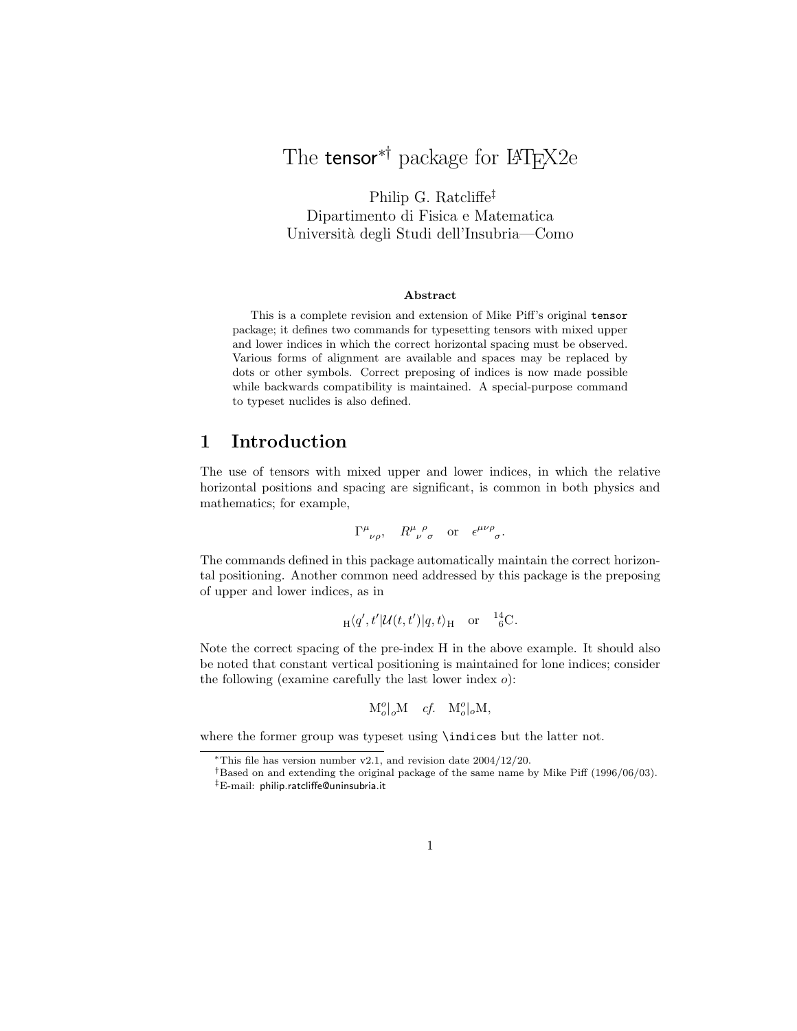# The tensor[*†] package for LaTeX2e

Philip G. Ratcliffe[‡]
Dipartimento di Fisica e Matematica
Università degli Studi dell'Insubria—Como

**Abstract**

This is a complete revision and extension of Mike Piff's original `tensor` package; it defines two commands for typesetting tensors with mixed upper and lower indices in which the correct horizontal spacing must be observed. Various forms of alignment are available and spaces may be replaced by dots or other symbols. Correct preposing of indices is now made possible while backwards compatibility is maintained. A special-purpose command to typeset nuclides is also defined.

## 1 Introduction

The use of tensors with mixed upper and lower indices, in which the relative horizontal positions and spacing are significant, is common in both physics and mathematics; for example,

$$\Gamma^{\mu}{}_{\nu\rho}, \quad R^{\mu}{}_{\nu}{}^{\rho}{}_{\sigma} \quad \text{or} \quad \epsilon^{\mu\nu\rho}{}_{\sigma}.$$

The commands defined in this package automatically maintain the correct horizontal positioning. Another common need addressed by this package is the preposing of upper and lower indices, as in

$${}_{\mathrm{H}}\langle q', t' | \mathcal{U}(t, t') | q, t \rangle_{\mathrm{H}} \quad \text{or} \quad {}^{14}_{6}\mathrm{C}.$$

Note the correct spacing of the pre-index H in the above example. It should also be noted that constant vertical positioning is maintained for lone indices; consider the following (examine carefully the last lower index $o$):

$$\mathrm{M}^{o}_{o}|_{o}\mathrm{M} \quad \textit{cf.} \quad \mathrm{M}^{o}_{o}|_{o}\mathrm{M},$$

where the former group was typeset using `\indices` but the latter not.

---

*This file has version number v2.1, and revision date 2004/12/20.

†Based on and extending the original package of the same name by Mike Piff (1996/06/03).

‡E-mail: philip.ratcliffe@uninsubria.it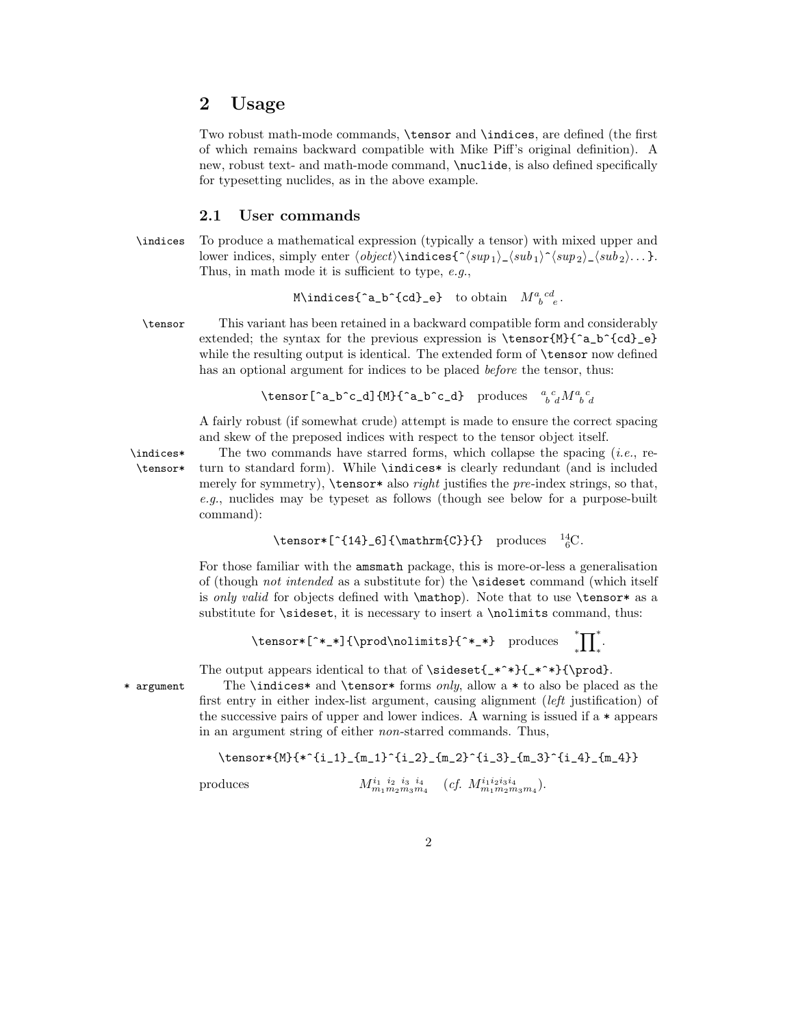## 2 Usage

Two robust math-mode commands, `\tensor` and `\indices`, are defined (the first of which remains backward compatible with Mike Piff's original definition). A new, robust text- and math-mode command, `\nuclide`, is also defined specifically for typesetting nuclides, as in the above example.

### 2.1 User commands

`\indices` To produce a mathematical expression (typically a tensor) with mixed upper and lower indices, simply enter ⟨*object*⟩`\indices{^`⟨*sup*$_1$⟩`_`⟨*sub*$_1$⟩`^`⟨*sup*$_2$⟩`_`⟨*sub*$_2$⟩...`}`. Thus, in math mode it is sufficient to type, *e.g.*,

`M\indices{^a_b^{cd}_e}` to obtain $M^{a\ \,cd}_{\ b\ \ \ e}$.

`\tensor` This variant has been retained in a backward compatible form and considerably extended; the syntax for the previous expression is `\tensor{M}{^a_b^{cd}_e}` while the resulting output is identical. The extended form of `\tensor` now defined has an optional argument for indices to be placed *before* the tensor, thus:

`\tensor[^a_b^c_d]{M}{^a_b^c_d}` produces ${}^{a\ c}_{\ b\ d}M^{a\ c}_{\ b\ d}$

A fairly robust (if somewhat crude) attempt is made to ensure the correct spacing and skew of the preposed indices with respect to the tensor object itself.

`\indices*` `\tensor*` The two commands have starred forms, which collapse the spacing (*i.e.*, return to standard form). While `\indices*` is clearly redundant (and is included merely for symmetry), `\tensor*` also *right* justifies the *pre*-index strings, so that, *e.g.*, nuclides may be typeset as follows (though see below for a purpose-built command):

`\tensor*[^{14}_6]{\mathrm{C}}{}` produces ${}^{14}_{6}\mathrm{C}$.

For those familiar with the `amsmath` package, this is more-or-less a generalisation of (though *not intended* as a substitute for) the `\sideset` command (which itself is *only valid* for objects defined with `\mathop`). Note that to use `\tensor*` as a substitute for `\sideset`, it is necessary to insert a `\nolimits` command, thus:

`\tensor*[^*_*]{\prod\nolimits}{^*_*}` produces ${}^*_*\prod\nolimits^*_*$.

The output appears identical to that of `\sideset{_*^*}{_*^*}{\prod}`.

`* argument` The `\indices*` and `\tensor*` forms *only*, allow a `*` to also be placed as the first entry in either index-list argument, causing alignment (*left* justification) of the successive pairs of upper and lower indices. A warning is issued if a `*` appears in an argument string of either *non*-starred commands. Thus,

```
\tensor*{M}{*^{i_1}_{m_1}^{i_2}_{m_2}^{i_3}_{m_3}^{i_4}_{m_4}}
```

produces $M^{i_1\ \ i_2\ \ i_3\ \ i_4}_{m_1 m_2 m_3 m_4}$ (*cf.* $M^{i_1 i_2 i_3 i_4}_{m_1 m_2 m_3 m_4}$).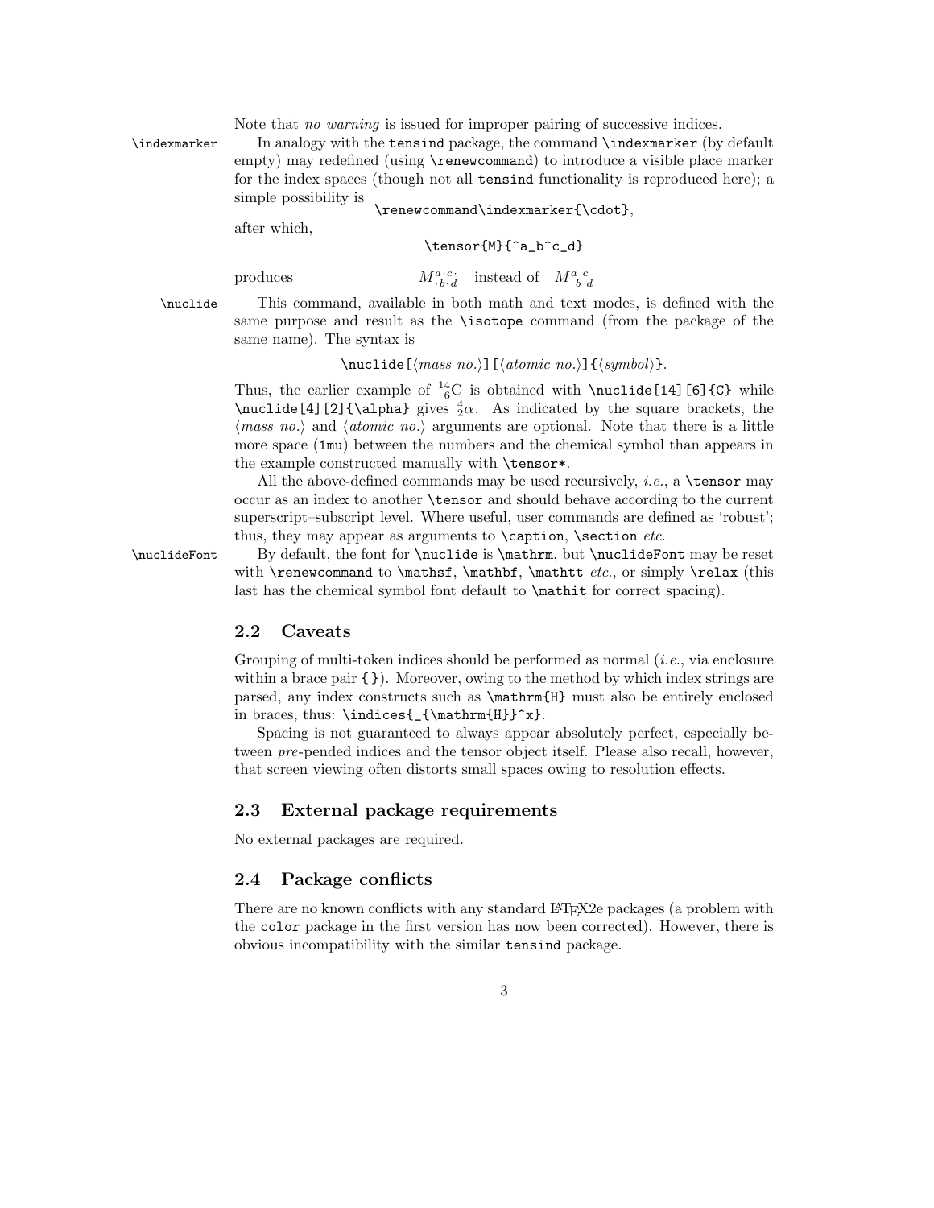Note that *no warning* is issued for improper pairing of successive indices.

`\indexmarker` In analogy with the `tensind` package, the command `\indexmarker` (by default empty) may redefined (using `\renewcommand`) to introduce a visible place marker for the index spaces (though not all `tensind` functionality is reproduced here); a simple possibility is

```
\renewcommand\indexmarker{\cdot},
```

after which,

```
\tensor{M}{^a_b^c_d}
```

produces $M^{a\cdot c\cdot}_{\cdot b\cdot d}$ instead of $M^{a\ c}_{\ b\ d}$

`\nuclide` This command, available in both math and text modes, is defined with the same purpose and result as the `\isotope` command (from the package of the same name). The syntax is

`\nuclide[`⟨*mass no.*⟩`][`⟨*atomic no.*⟩`]{`⟨*symbol*⟩`}`.

Thus, the earlier example of ${}^{14}_{6}\mathrm{C}$ is obtained with `\nuclide[14][6]{C}` while `\nuclide[4][2]{\alpha}` gives ${}^{4}_{2}\alpha$. As indicated by the square brackets, the ⟨*mass no.*⟩ and ⟨*atomic no.*⟩ arguments are optional. Note that there is a little more space (`1mu`) between the numbers and the chemical symbol than appears in the example constructed manually with `\tensor*`.

All the above-defined commands may be used recursively, *i.e.*, a `\tensor` may occur as an index to another `\tensor` and should behave according to the current superscript–subscript level. Where useful, user commands are defined as 'robust'; thus, they may appear as arguments to `\caption`, `\section` *etc.*

`\nuclideFont` By default, the font for `\nuclide` is `\mathrm`, but `\nuclideFont` may be reset with `\renewcommand` to `\mathsf`, `\mathbf`, `\mathtt` *etc.*, or simply `\relax` (this last has the chemical symbol font default to `\mathit` for correct spacing).

## 2.2 Caveats

Grouping of multi-token indices should be performed as normal (*i.e.*, via enclosure within a brace pair `{ }`). Moreover, owing to the method by which index strings are parsed, any index constructs such as `\mathrm{H}` must also be entirely enclosed in braces, thus: `\indices{_{\mathrm{H}}^x}`.

Spacing is not guaranteed to always appear absolutely perfect, especially between *pre*-pended indices and the tensor object itself. Please also recall, however, that screen viewing often distorts small spaces owing to resolution effects.

## 2.3 External package requirements

No external packages are required.

## 2.4 Package conflicts

There are no known conflicts with any standard LaTeX2e packages (a problem with the `color` package in the first version has now been corrected). However, there is obvious incompatibility with the similar `tensind` package.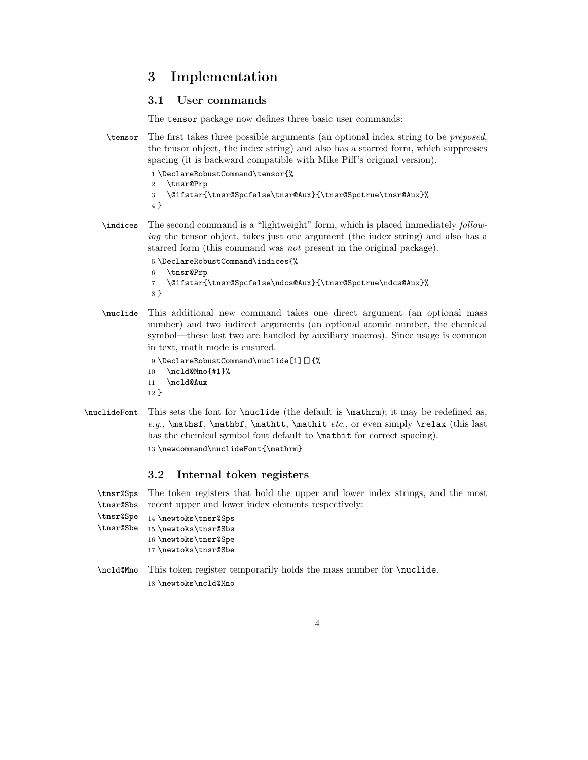# 3 Implementation

## 3.1 User commands

The `tensor` package now defines three basic user commands:

`\tensor` The first takes three possible arguments (an optional index string to be *preposed*, the tensor object, the index string) and also has a starred form, which suppresses spacing (it is backward compatible with Mike Piff's original version).

```
1 \DeclareRobustCommand\tensor{%
2   \tnsr@Prp
3   \@ifstar{\tnsr@Spcfalse\tnsr@Aux}{\tnsr@Spctrue\tnsr@Aux}%
4 }
```

`\indices` The second command is a "lightweight" form, which is placed immediately *following* the tensor object, takes just one argument (the index string) and also has a starred form (this command was *not* present in the original package).

```
5 \DeclareRobustCommand\indices{%
6   \tnsr@Prp
7   \@ifstar{\tnsr@Spcfalse\ndcs@Aux}{\tnsr@Spctrue\ndcs@Aux}%
8 }
```

`\nuclide` This additional new command takes one direct argument (an optional mass number) and two indirect arguments (an optional atomic number, the chemical symbol—these last two are handled by auxiliary macros). Since usage is common in text, math mode is ensured.

```
9 \DeclareRobustCommand\nuclide[1][]{%
10   \ncld@Mno{#1}%
11   \ncld@Aux
12 }
```

`\nuclideFont` This sets the font for `\nuclide` (the default is `\mathrm`); it may be redefined as, *e.g.*, `\mathsf`, `\mathbf`, `\mathtt`, `\mathit` *etc.*, or even simply `\relax` (this last has the chemical symbol font default to `\mathit` for correct spacing).

```
13 \newcommand\nuclideFont{\mathrm}
```

## 3.2 Internal token registers

`\tnsr@Sps` `\tnsr@Sbs` `\tnsr@Spe` `\tnsr@Sbe` The token registers that hold the upper and lower index strings, and the most recent upper and lower index elements respectively:

```
14 \newtoks\tnsr@Sps
15 \newtoks\tnsr@Sbs
16 \newtoks\tnsr@Spe
17 \newtoks\tnsr@Sbe
```

`\ncld@Mno` This token register temporarily holds the mass number for `\nuclide`.

```
18 \newtoks\ncld@Mno
```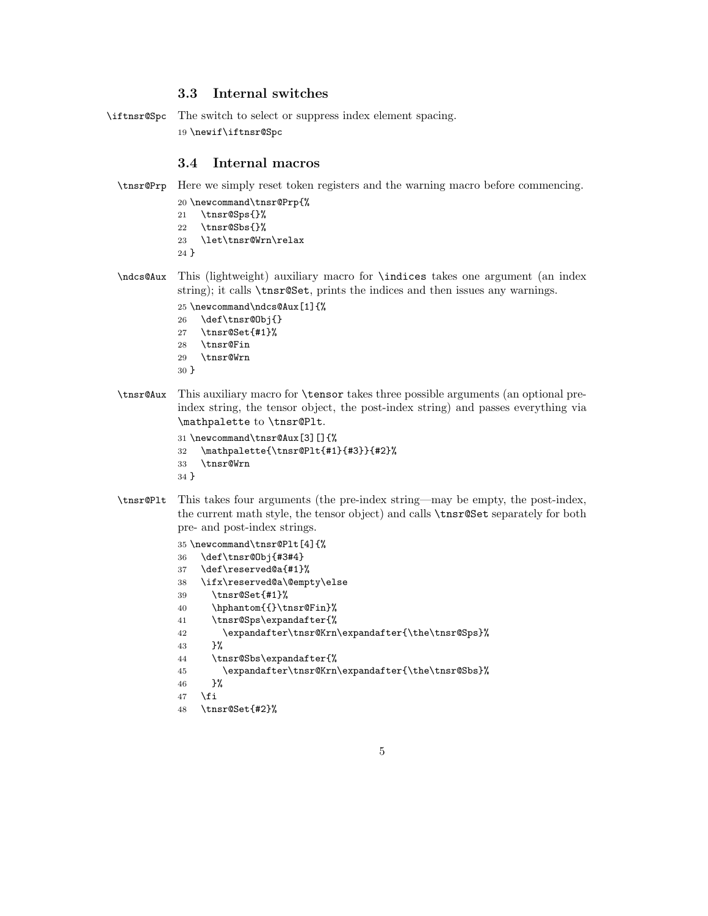### 3.3 Internal switches

`\iftnsr@Spc` The switch to select or suppress index element spacing.

```
19 \newif\iftnsr@Spc
```

### 3.4 Internal macros

`\tnsr@Prp` Here we simply reset token registers and the warning macro before commencing.

```
20 \newcommand\tnsr@Prp{%
21   \tnsr@Sps{}%
22   \tnsr@Sbs{}%
23   \let\tnsr@Wrn\relax
24 }
```

`\ndcs@Aux` This (lightweight) auxiliary macro for `\indices` takes one argument (an index string); it calls `\tnsr@Set`, prints the indices and then issues any warnings.

```
25 \newcommand\ndcs@Aux[1]{%
26   \def\tnsr@Obj{}
27   \tnsr@Set{#1}%
28   \tnsr@Fin
29   \tnsr@Wrn
30 }
```

`\tnsr@Aux` This auxiliary macro for `\tensor` takes three possible arguments (an optional pre-index string, the tensor object, the post-index string) and passes everything via `\mathpalette` to `\tnsr@Plt`.

```
31 \newcommand\tnsr@Aux[3][]{%
32   \mathpalette{\tnsr@Plt{#1}{#3}}{#2}%
33   \tnsr@Wrn
34 }
```

`\tnsr@Plt` This takes four arguments (the pre-index string—may be empty, the post-index, the current math style, the tensor object) and calls `\tnsr@Set` separately for both pre- and post-index strings.

```
35 \newcommand\tnsr@Plt[4]{%
36   \def\tnsr@Obj{#3#4}
37   \def\reserved@a{#1}%
38   \ifx\reserved@a\@empty\else
39     \tnsr@Set{#1}%
40     \hphantom{{}\tnsr@Fin}%
41     \tnsr@Sps\expandafter{%
42       \expandafter\tnsr@Krn\expandafter{\the\tnsr@Sps}%
43     }%
44     \tnsr@Sbs\expandafter{%
45       \expandafter\tnsr@Krn\expandafter{\the\tnsr@Sbs}%
46     }%
47   \fi
48   \tnsr@Set{#2}%
```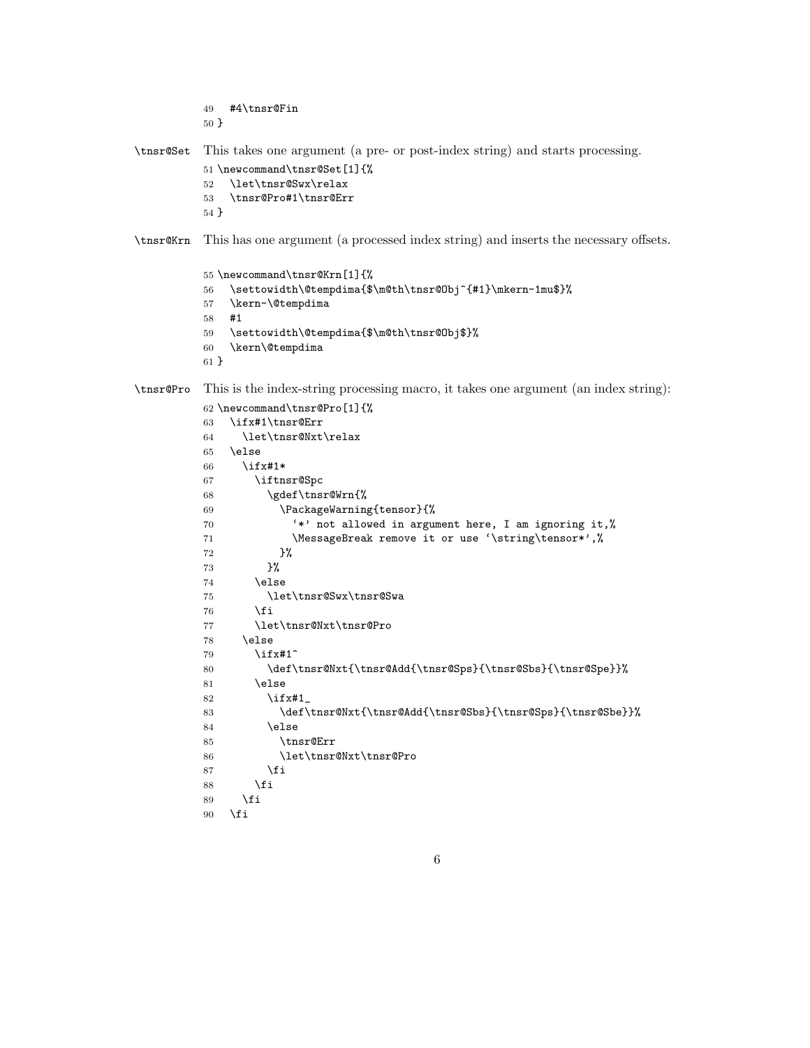```
49   #4\tnsr@Fin
50 }
```

`\tnsr@Set` This takes one argument (a pre- or post-index string) and starts processing.

```
51 \newcommand\tnsr@Set[1]{%
52   \let\tnsr@Swx\relax
53   \tnsr@Pro#1\tnsr@Err
54 }
```

`\tnsr@Krn` This has one argument (a processed index string) and inserts the necessary offsets.

```
55 \newcommand\tnsr@Krn[1]{%
56   \settowidth\@tempdima{$\m@th\tnsr@Obj^{#1}\mkern-1mu$}%
57   \kern-\@tempdima
58   #1
59   \settowidth\@tempdima{$\m@th\tnsr@Obj$}%
60   \kern\@tempdima
61 }
```

`\tnsr@Pro` This is the index-string processing macro, it takes one argument (an index string):

```
62 \newcommand\tnsr@Pro[1]{%
63   \ifx#1\tnsr@Err
64     \let\tnsr@Nxt\relax
65   \else
66     \ifx#1*
67       \iftnsr@Spc
68         \gdef\tnsr@Wrn{%
69           \PackageWarning{tensor}{%
70             `*' not allowed in argument here, I am ignoring it,%
71             \MessageBreak remove it or use `\string\tensor*',%
72           }%
73         }%
74       \else
75         \let\tnsr@Swx\tnsr@Swa
76       \fi
77       \let\tnsr@Nxt\tnsr@Pro
78     \else
79       \ifx#1^
80         \def\tnsr@Nxt{\tnsr@Add{\tnsr@Sps}{\tnsr@Sbs}{\tnsr@Spe}}%
81       \else
82         \ifx#1_
83           \def\tnsr@Nxt{\tnsr@Add{\tnsr@Sbs}{\tnsr@Sps}{\tnsr@Sbe}}%
84         \else
85           \tnsr@Err
86           \let\tnsr@Nxt\tnsr@Pro
87         \fi
88       \fi
89     \fi
90   \fi
```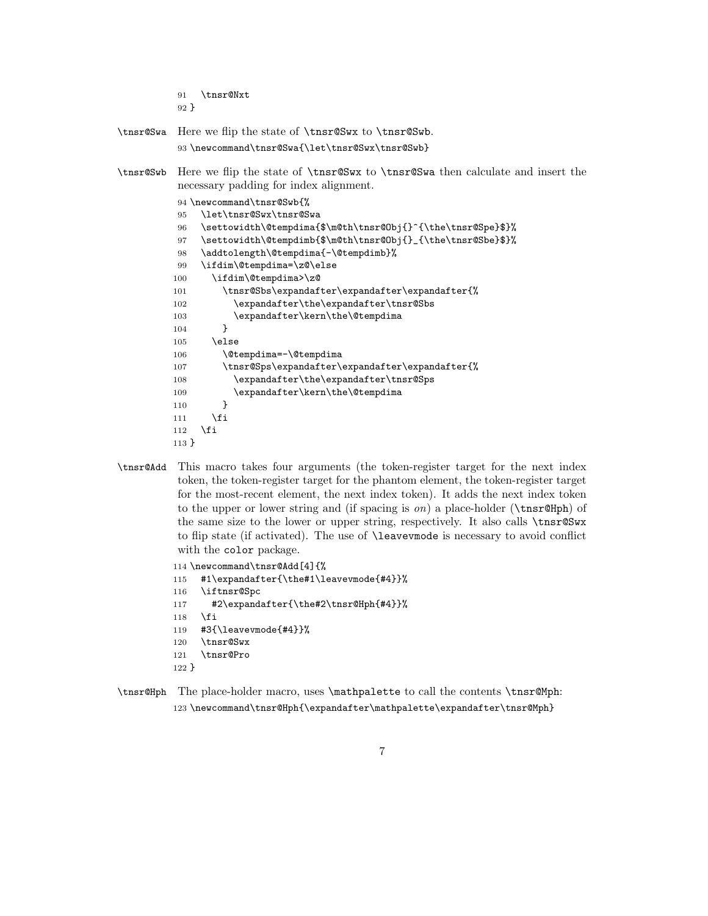```
91   \tnsr@Nxt
92 }
```

`\tnsr@Swa` Here we flip the state of `\tnsr@Swx` to `\tnsr@Swb`.

```
93 \newcommand\tnsr@Swa{\let\tnsr@Swx\tnsr@Swb}
```

`\tnsr@Swb` Here we flip the state of `\tnsr@Swx` to `\tnsr@Swa` then calculate and insert the necessary padding for index alignment.

```
94 \newcommand\tnsr@Swb{%
95   \let\tnsr@Swx\tnsr@Swa
96   \settowidth\@tempdima{$\m@th\tnsr@Obj{}^{\the\tnsr@Spe}$}%
97   \settowidth\@tempdimb{$\m@th\tnsr@Obj{}_{\the\tnsr@Sbe}$}%
98   \addtolength\@tempdima{-\@tempdimb}%
99   \ifdim\@tempdima=\z@\else
100    \ifdim\@tempdima>\z@
101      \tnsr@Sbs\expandafter\expandafter\expandafter{%
102        \expandafter\the\expandafter\tnsr@Sbs
103        \expandafter\kern\the\@tempdima
104      }
105    \else
106      \@tempdima=-\@tempdima
107      \tnsr@Sps\expandafter\expandafter\expandafter{%
108        \expandafter\the\expandafter\tnsr@Sps
109        \expandafter\kern\the\@tempdima
110      }
111    \fi
112  \fi
113 }
```

`\tnsr@Add` This macro takes four arguments (the token-register target for the next index token, the token-register target for the phantom element, the token-register target for the most-recent element, the next index token). It adds the next index token to the upper or lower string and (if spacing is *on*) a place-holder (`\tnsr@Hph`) of the same size to the lower or upper string, respectively. It also calls `\tnsr@Swx` to flip state (if activated). The use of `\leavevmode` is necessary to avoid conflict with the `color` package.

```
114 \newcommand\tnsr@Add[4]{%
115   #1\expandafter{\the#1\leavevmode{#4}}%
116   \iftnsr@Spc
117     #2\expandafter{\the#2\tnsr@Hph{#4}}%
118   \fi
119   #3{\leavevmode{#4}}%
120   \tnsr@Swx
121   \tnsr@Pro
122 }
```

`\tnsr@Hph` The place-holder macro, uses `\mathpalette` to call the contents `\tnsr@Mph`:

```
123 \newcommand\tnsr@Hph{\expandafter\mathpalette\expandafter\tnsr@Mph}
```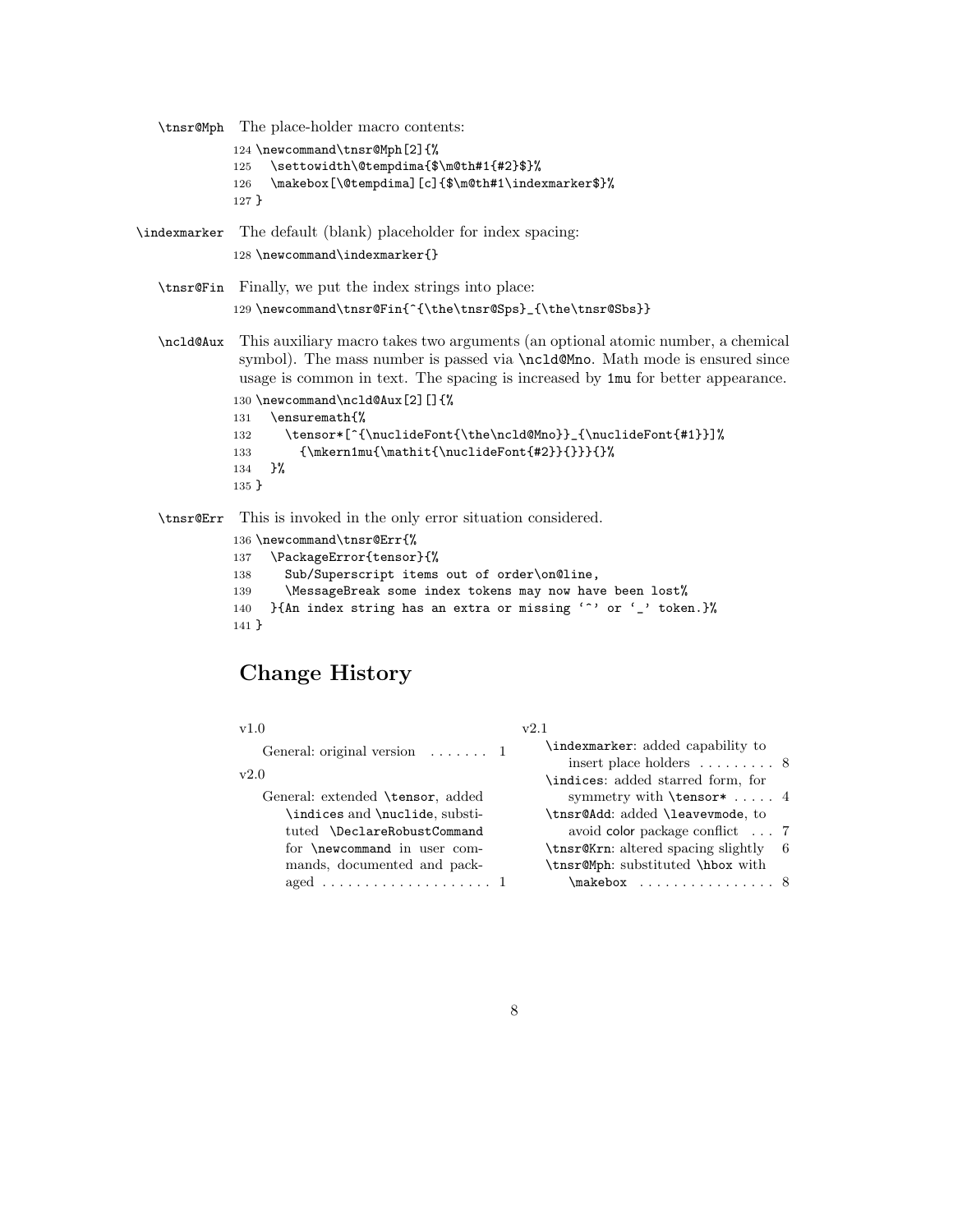`\tnsr@Mph` The place-holder macro contents:

```
124 \newcommand\tnsr@Mph[2]{%
125   \settowidth\@tempdima{$\m@th#1{#2}$}%
126   \makebox[\@tempdima][c]{$\m@th#1\indexmarker$}%
127 }
```

`\indexmarker` The default (blank) placeholder for index spacing:

```
128 \newcommand\indexmarker{}
```

`\tnsr@Fin` Finally, we put the index strings into place:

```
129 \newcommand\tnsr@Fin{^{\the\tnsr@Sps}_{\the\tnsr@Sbs}}
```

`\ncld@Aux` This auxiliary macro takes two arguments (an optional atomic number, a chemical symbol). The mass number is passed via `\ncld@Mno`. Math mode is ensured since usage is common in text. The spacing is increased by `1mu` for better appearance.

```
130 \newcommand\ncld@Aux[2][]{%
131   \ensuremath{%
132     \tensor*[^{\nuclideFont{\the\ncld@Mno}}_{\nuclideFont{#1}}]%
133       {\mkern1mu{\mathit{\nuclideFont{#2}}{}}}{}%
134   }%
135 }
```

`\tnsr@Err` This is invoked in the only error situation considered.

```
136 \newcommand\tnsr@Err{%
137   \PackageError{tensor}{%
138     Sub/Superscript items out of order\on@line,
139     \MessageBreak some index tokens may now have been lost%
140   }{An index string has an extra or missing '^' or '_' token.}%
141 }
```

## Change History

v1.0

General: original version . . . . . . . 1

v2.0

General: extended `\tensor`, added `\indices` and `\nuclide`, substituted `\DeclareRobustCommand` for `\newcommand` in user commands, documented and packaged . . . . . . . . . . . . . . . . . . . . 1

v2.1

`\indexmarker`: added capability to insert place holders . . . . . . . . . 8

`\indices`: added starred form, for symmetry with `\tensor*` . . . . . 4

`\tnsr@Add`: added `\leavevmode`, to avoid color package conflict . . . 7

`\tnsr@Krn`: altered spacing slightly 6

`\tnsr@Mph`: substituted `\hbox` with `\makebox` . . . . . . . . . . . . . . . . 8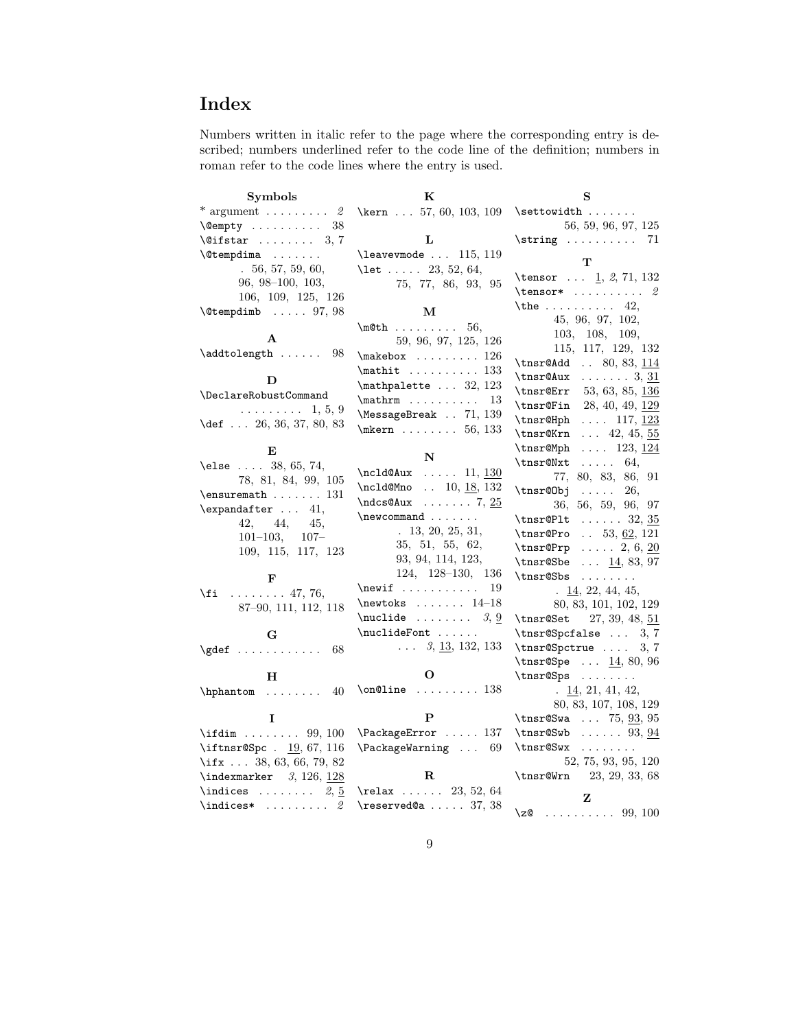# Index

Numbers written in italic refer to the page where the corresponding entry is described; numbers underlined refer to the code line of the definition; numbers in roman refer to the code lines where the entry is used.

### Symbols

- * argument . . . . . . . . . *2*
- `\@empty` . . . . . . . . . . 38
- `\@ifstar` . . . . . . . . 3, 7
- `\@tempdima` . . . . . . . 56, 57, 59, 60, 96, 98–100, 103, 106, 109, 125, 126
- `\@tempdimb` . . . . . 97, 98

### A

- `\addtolength` . . . . . . 98

### D

- `\DeclareRobustCommand` . . . . . . . . . 1, 5, 9
- `\def` . . . 26, 36, 37, 80, 83

### E

- `\else` . . . . 38, 65, 74, 78, 81, 84, 99, 105
- `\ensuremath` . . . . . . . 131
- `\expandafter` . . . 41, 42, 44, 45, 101–103, 107–109, 115, 117, 123

### F

- `\fi` . . . . . . . . 47, 76, 87–90, 111, 112, 118

### G

- `\gdef` . . . . . . . . . . . . 68

### H

- `\hphantom` . . . . . . . . 40

### I

- `\ifdim` . . . . . . . . 99, 100
- `\iftnsr@Spc` . <u>19</u>, 67, 116
- `\ifx` . . . 38, 63, 66, 79, 82
- `\indexmarker` *3*, 126, <u>128</u>
- `\indices` . . . . . . . . *2*, <u>5</u>
- `\indices*` . . . . . . . . . *2*

### K

- `\kern` . . . 57, 60, 103, 109

### L

- `\leavevmode` . . . 115, 119
- `\let` . . . . . 23, 52, 64, 75, 77, 86, 93, 95

### M

- `\m@th` . . . . . . . . . 56, 59, 96, 97, 125, 126
- `\makebox` . . . . . . . . . 126
- `\mathit` . . . . . . . . . . 133
- `\mathpalette` . . . 32, 123
- `\mathrm` . . . . . . . . . . 13
- `\MessageBreak` . . 71, 139
- `\mkern` . . . . . . . . 56, 133

### N

- `\ncld@Aux` . . . . . 11, <u>130</u>
- `\ncld@Mno` . . 10, <u>18</u>, 132
- `\ndcs@Aux` . . . . . . . 7, <u>25</u>
- `\newcommand` . . . . . . . 13, 20, 25, 31, 35, 51, 55, 62, 93, 94, 114, 123, 124, 128–130, 136
- `\newif` . . . . . . . . . . . 19
- `\newtoks` . . . . . . . 14–18
- `\nuclide` . . . . . . . . *3*, <u>9</u>
- `\nuclideFont` . . . . . . . . . *3*, <u>13</u>, 132, 133

### O

- `\on@line` . . . . . . . . . 138

### P

- `\PackageError` . . . . . 137
- `\PackageWarning` . . . 69

### R

- `\relax` . . . . . . 23, 52, 64
- `\reserved@a` . . . . . 37, 38

### S

- `\settowidth` . . . . . . . 56, 59, 96, 97, 125
- `\string` . . . . . . . . . . 71

### T

- `\tensor` . . . <u>1</u>, *2*, 71, 132
- `\tensor*` . . . . . . . . . . *2*
- `\the` . . . . . . . . . . 42, 45, 96, 97, 102, 103, 108, 109, 115, 117, 129, 132
- `\tnsr@Add` . . 80, 83, <u>114</u>
- `\tnsr@Aux` . . . . . . . 3, <u>31</u>
- `\tnsr@Err` 53, 63, 85, <u>136</u>
- `\tnsr@Fin` 28, 40, 49, <u>129</u>
- `\tnsr@Hph` . . . . 117, <u>123</u>
- `\tnsr@Krn` . . . 42, 45, <u>55</u>
- `\tnsr@Mph` . . . . 123, <u>124</u>
- `\tnsr@Nxt` . . . . . 64, 77, 80, 83, 86, 91
- `\tnsr@Obj` . . . . . 26, 36, 56, 59, 96, 97
- `\tnsr@Plt` . . . . . . 32, <u>35</u>
- `\tnsr@Pro` . . 53, <u>62</u>, 121
- `\tnsr@Prp` . . . . . 2, 6, <u>20</u>
- `\tnsr@Sbe` . . . <u>14</u>, 83, 97
- `\tnsr@Sbs` . . . . . . . . <u>14</u>, 22, 44, 45, 80, 83, 101, 102, 129
- `\tnsr@Set` 27, 39, 48, <u>51</u>
- `\tnsr@Spcfalse` . . . 3, 7
- `\tnsr@Spctrue` . . . . 3, 7
- `\tnsr@Spe` . . . <u>14</u>, 80, 96
- `\tnsr@Sps` . . . . . . . . <u>14</u>, 21, 41, 42, 80, 83, 107, 108, 129
- `\tnsr@Swa` . . . 75, <u>93</u>, 95
- `\tnsr@Swb` . . . . . . 93, <u>94</u>
- `\tnsr@Swx` . . . . . . . . 52, 75, 93, 95, 120
- `\tnsr@Wrn` 23, 29, 33, 68

### Z

- `\z@` . . . . . . . . . . 99, 100